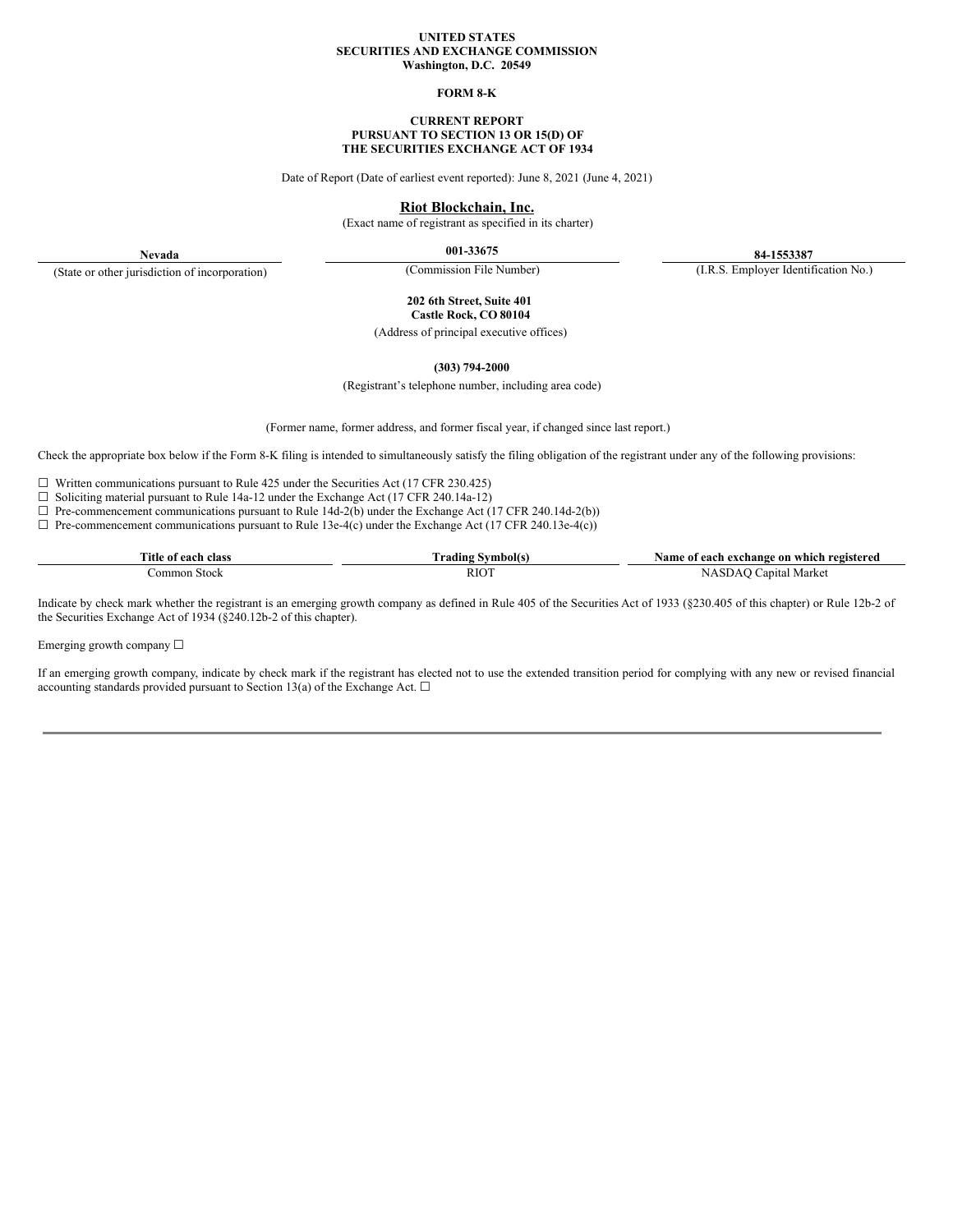**UNITED STATES**
**SECURITIES AND EXCHANGE COMMISSION**
**Washington, D.C. 20549**

**FORM 8-K**

**CURRENT REPORT**
**PURSUANT TO SECTION 13 OR 15(D) OF**
**THE SECURITIES EXCHANGE ACT OF 1934**

Date of Report (Date of earliest event reported): June 8, 2021 (June 4, 2021)

**Riot Blockchain, Inc.**
(Exact name of registrant as specified in its charter)

| **Nevada** | **001-33675** | **84-1553387** |
|---|---|---|
| (State or other jurisdiction of incorporation) | (Commission File Number) | (I.R.S. Employer Identification No.) |

**202 6th Street, Suite 401**
**Castle Rock, CO 80104**
(Address of principal executive offices)

**(303) 794-2000**
(Registrant's telephone number, including area code)

(Former name, former address, and former fiscal year, if changed since last report.)

Check the appropriate box below if the Form 8-K filing is intended to simultaneously satisfy the filing obligation of the registrant under any of the following provisions:

☐ Written communications pursuant to Rule 425 under the Securities Act (17 CFR 230.425)
☐ Soliciting material pursuant to Rule 14a-12 under the Exchange Act (17 CFR 240.14a-12)
☐ Pre-commencement communications pursuant to Rule 14d-2(b) under the Exchange Act (17 CFR 240.14d-2(b))
☐ Pre-commencement communications pursuant to Rule 13e-4(c) under the Exchange Act (17 CFR 240.13e-4(c))

| Title of each class | Trading Symbol(s) | Name of each exchange on which registered |
|---|---|---|
| Common Stock | RIOT | NASDAQ Capital Market |

Indicate by check mark whether the registrant is an emerging growth company as defined in Rule 405 of the Securities Act of 1933 (§230.405 of this chapter) or Rule 12b-2 of the Securities Exchange Act of 1934 (§240.12b-2 of this chapter).

Emerging growth company ☐

If an emerging growth company, indicate by check mark if the registrant has elected not to use the extended transition period for complying with any new or revised financial accounting standards provided pursuant to Section 13(a) of the Exchange Act. ☐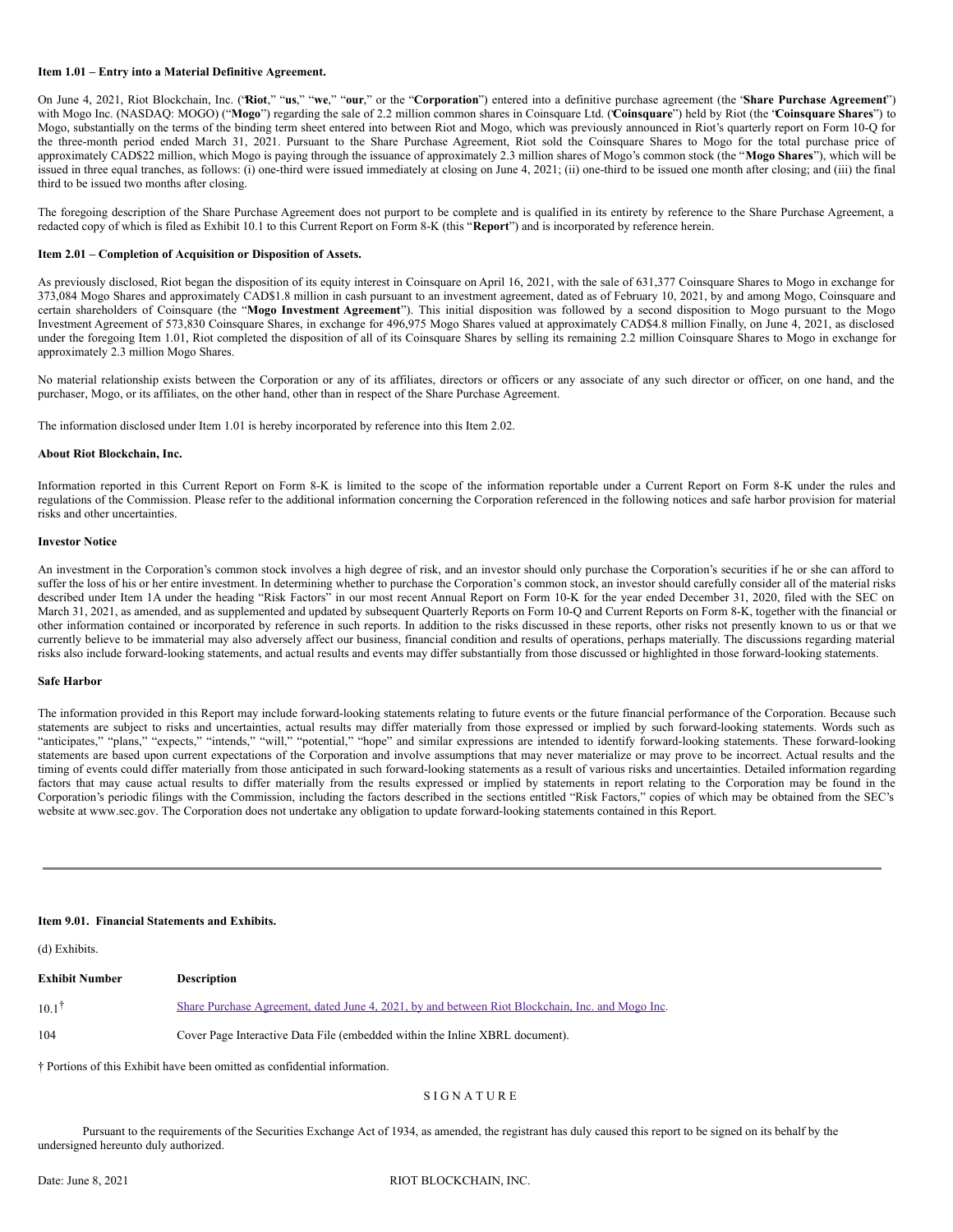**Item 1.01 – Entry into a Material Definitive Agreement.**

On June 4, 2021, Riot Blockchain, Inc. ("**Riot**," "**us**," "**we**," "**our**," or the "**Corporation**") entered into a definitive purchase agreement (the "**Share Purchase Agreement**") with Mogo Inc. (NASDAQ: MOGO) ("**Mogo**") regarding the sale of 2.2 million common shares in Coinsquare Ltd. ("**Coinsquare**") held by Riot (the "**Coinsquare Shares**") to Mogo, substantially on the terms of the binding term sheet entered into between Riot and Mogo, which was previously announced in Riot's quarterly report on Form 10-Q for the three-month period ended March 31, 2021. Pursuant to the Share Purchase Agreement, Riot sold the Coinsquare Shares to Mogo for the total purchase price of approximately CAD$22 million, which Mogo is paying through the issuance of approximately 2.3 million shares of Mogo's common stock (the "**Mogo Shares**"), which will be issued in three equal tranches, as follows: (i) one-third were issued immediately at closing on June 4, 2021; (ii) one-third to be issued one month after closing; and (iii) the final third to be issued two months after closing.

The foregoing description of the Share Purchase Agreement does not purport to be complete and is qualified in its entirety by reference to the Share Purchase Agreement, a redacted copy of which is filed as Exhibit 10.1 to this Current Report on Form 8-K (this "**Report**") and is incorporated by reference herein.

**Item 2.01 – Completion of Acquisition or Disposition of Assets.**

As previously disclosed, Riot began the disposition of its equity interest in Coinsquare on April 16, 2021, with the sale of 631,377 Coinsquare Shares to Mogo in exchange for 373,084 Mogo Shares and approximately CAD$1.8 million in cash pursuant to an investment agreement, dated as of February 10, 2021, by and among Mogo, Coinsquare and certain shareholders of Coinsquare (the "**Mogo Investment Agreement**"). This initial disposition was followed by a second disposition to Mogo pursuant to the Mogo Investment Agreement of 573,830 Coinsquare Shares, in exchange for 496,975 Mogo Shares valued at approximately CAD$4.8 million Finally, on June 4, 2021, as disclosed under the foregoing Item 1.01, Riot completed the disposition of all of its Coinsquare Shares by selling its remaining 2.2 million Coinsquare Shares to Mogo in exchange for approximately 2.3 million Mogo Shares.

No material relationship exists between the Corporation or any of its affiliates, directors or officers or any associate of any such director or officer, on one hand, and the purchaser, Mogo, or its affiliates, on the other hand, other than in respect of the Share Purchase Agreement.

The information disclosed under Item 1.01 is hereby incorporated by reference into this Item 2.02.

**About Riot Blockchain, Inc.**

Information reported in this Current Report on Form 8-K is limited to the scope of the information reportable under a Current Report on Form 8-K under the rules and regulations of the Commission. Please refer to the additional information concerning the Corporation referenced in the following notices and safe harbor provision for material risks and other uncertainties.

**Investor Notice**

An investment in the Corporation's common stock involves a high degree of risk, and an investor should only purchase the Corporation's securities if he or she can afford to suffer the loss of his or her entire investment. In determining whether to purchase the Corporation's common stock, an investor should carefully consider all of the material risks described under Item 1A under the heading "Risk Factors" in our most recent Annual Report on Form 10-K for the year ended December 31, 2020, filed with the SEC on March 31, 2021, as amended, and as supplemented and updated by subsequent Quarterly Reports on Form 10-Q and Current Reports on Form 8-K, together with the financial or other information contained or incorporated by reference in such reports. In addition to the risks discussed in these reports, other risks not presently known to us or that we currently believe to be immaterial may also adversely affect our business, financial condition and results of operations, perhaps materially. The discussions regarding material risks also include forward-looking statements, and actual results and events may differ substantially from those discussed or highlighted in those forward-looking statements.

**Safe Harbor**

The information provided in this Report may include forward-looking statements relating to future events or the future financial performance of the Corporation. Because such statements are subject to risks and uncertainties, actual results may differ materially from those expressed or implied by such forward-looking statements. Words such as "anticipates," "plans," "expects," "intends," "will," "potential," "hope" and similar expressions are intended to identify forward-looking statements. These forward-looking statements are based upon current expectations of the Corporation and involve assumptions that may never materialize or may prove to be incorrect. Actual results and the timing of events could differ materially from those anticipated in such forward-looking statements as a result of various risks and uncertainties. Detailed information regarding factors that may cause actual results to differ materially from the results expressed or implied by statements in report relating to the Corporation may be found in the Corporation's periodic filings with the Commission, including the factors described in the sections entitled "Risk Factors," copies of which may be obtained from the SEC's website at www.sec.gov. The Corporation does not undertake any obligation to update forward-looking statements contained in this Report.

---

**Item 9.01. Financial Statements and Exhibits.**

(d) Exhibits.

| **Exhibit Number** | **Description** |
|---|---|
| 10.1† | Share Purchase Agreement, dated June 4, 2021, by and between Riot Blockchain, Inc. and Mogo Inc. |
| 104 | Cover Page Interactive Data File (embedded within the Inline XBRL document). |

† Portions of this Exhibit have been omitted as confidential information.

SIGNATURE

Pursuant to the requirements of the Securities Exchange Act of 1934, as amended, the registrant has duly caused this report to be signed on its behalf by the undersigned hereunto duly authorized.

Date: June 8, 2021 RIOT BLOCKCHAIN, INC.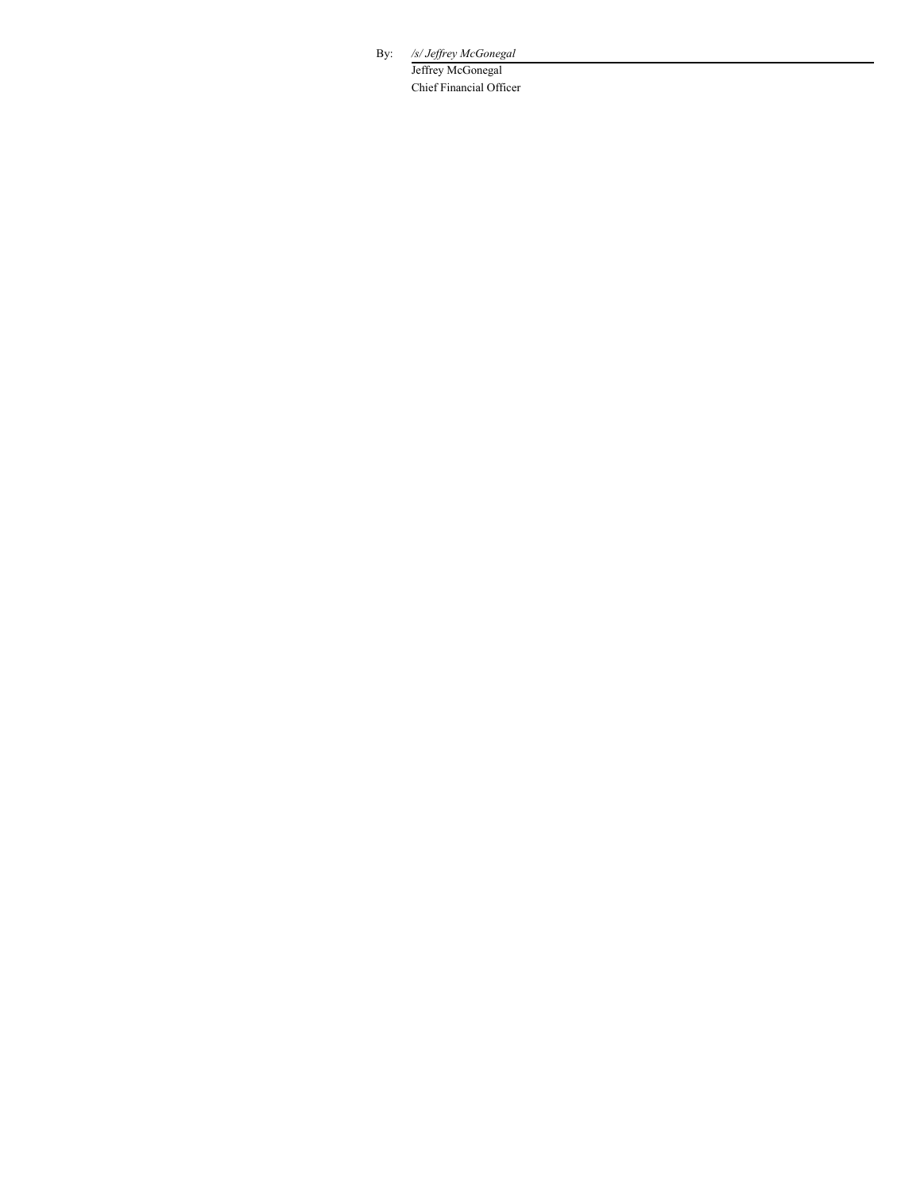By: */s/ Jeffrey McGonegal*

Jeffrey McGonegal

Chief Financial Officer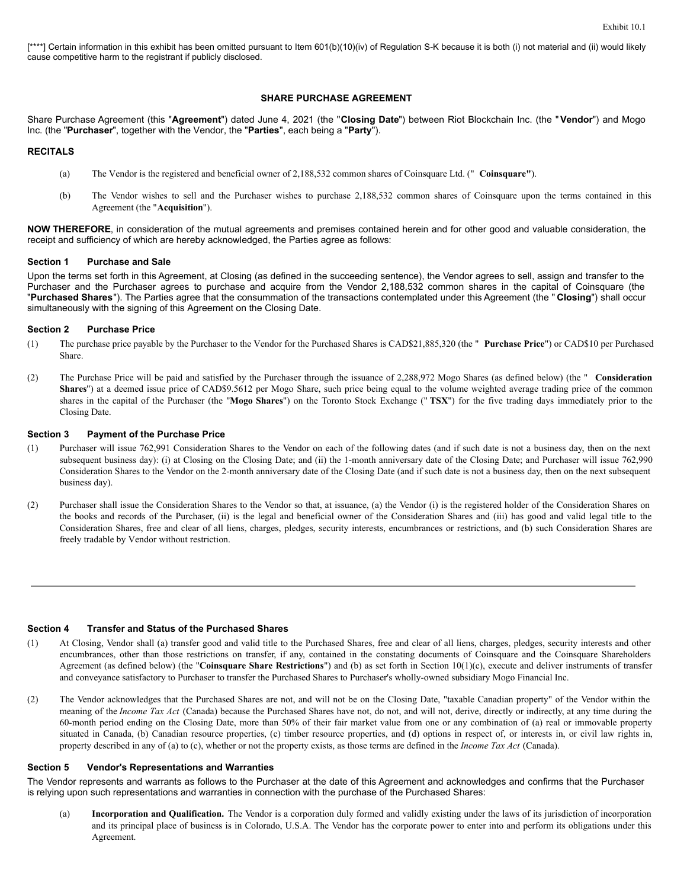Exhibit 10.1

[****] Certain information in this exhibit has been omitted pursuant to Item 601(b)(10)(iv) of Regulation S-K because it is both (i) not material and (ii) would likely cause competitive harm to the registrant if publicly disclosed.

## SHARE PURCHASE AGREEMENT

Share Purchase Agreement (this "**Agreement**") dated June 4, 2021 (the "**Closing Date**") between Riot Blockchain Inc. (the "**Vendor**") and Mogo Inc. (the "**Purchaser**", together with the Vendor, the "**Parties**", each being a "**Party**").

### RECITALS

(a) The Vendor is the registered and beneficial owner of 2,188,532 common shares of Coinsquare Ltd. ("**Coinsquare"**).

(b) The Vendor wishes to sell and the Purchaser wishes to purchase 2,188,532 common shares of Coinsquare upon the terms contained in this Agreement (the "**Acquisition**").

**NOW THEREFORE**, in consideration of the mutual agreements and premises contained herein and for other good and valuable consideration, the receipt and sufficiency of which are hereby acknowledged, the Parties agree as follows:

### Section 1 Purchase and Sale

Upon the terms set forth in this Agreement, at Closing (as defined in the succeeding sentence), the Vendor agrees to sell, assign and transfer to the Purchaser and the Purchaser agrees to purchase and acquire from the Vendor 2,188,532 common shares in the capital of Coinsquare (the "**Purchased Shares**"). The Parties agree that the consummation of the transactions contemplated under this Agreement (the "**Closing**") shall occur simultaneously with the signing of this Agreement on the Closing Date.

### Section 2 Purchase Price

(1) The purchase price payable by the Purchaser to the Vendor for the Purchased Shares is CAD$21,885,320 (the "**Purchase Price**") or CAD$10 per Purchased Share.

(2) The Purchase Price will be paid and satisfied by the Purchaser through the issuance of 2,288,972 Mogo Shares (as defined below) (the "**Consideration Shares**") at a deemed issue price of CAD$9.5612 per Mogo Share, such price being equal to the volume weighted average trading price of the common shares in the capital of the Purchaser (the "**Mogo Shares**") on the Toronto Stock Exchange ("**TSX**") for the five trading days immediately prior to the Closing Date.

### Section 3 Payment of the Purchase Price

(1) Purchaser will issue 762,991 Consideration Shares to the Vendor on each of the following dates (and if such date is not a business day, then on the next subsequent business day): (i) at Closing on the Closing Date; and (ii) the 1-month anniversary date of the Closing Date; and Purchaser will issue 762,990 Consideration Shares to the Vendor on the 2-month anniversary date of the Closing Date (and if such date is not a business day, then on the next subsequent business day).

(2) Purchaser shall issue the Consideration Shares to the Vendor so that, at issuance, (a) the Vendor (i) is the registered holder of the Consideration Shares on the books and records of the Purchaser, (ii) is the legal and beneficial owner of the Consideration Shares and (iii) has good and valid legal title to the Consideration Shares, free and clear of all liens, charges, pledges, security interests, encumbrances or restrictions, and (b) such Consideration Shares are freely tradable by Vendor without restriction.

---

### Section 4 Transfer and Status of the Purchased Shares

(1) At Closing, Vendor shall (a) transfer good and valid title to the Purchased Shares, free and clear of all liens, charges, pledges, security interests and other encumbrances, other than those restrictions on transfer, if any, contained in the constating documents of Coinsquare and the Coinsquare Shareholders Agreement (as defined below) (the "**Coinsquare Share Restrictions**") and (b) as set forth in Section 10(1)(c), execute and deliver instruments of transfer and conveyance satisfactory to Purchaser to transfer the Purchased Shares to Purchaser's wholly-owned subsidiary Mogo Financial Inc.

(2) The Vendor acknowledges that the Purchased Shares are not, and will not be on the Closing Date, "taxable Canadian property" of the Vendor within the meaning of the *Income Tax Act* (Canada) because the Purchased Shares have not, do not, and will not, derive, directly or indirectly, at any time during the 60-month period ending on the Closing Date, more than 50% of their fair market value from one or any combination of (a) real or immovable property situated in Canada, (b) Canadian resource properties, (c) timber resource properties, and (d) options in respect of, or interests in, or civil law rights in, property described in any of (a) to (c), whether or not the property exists, as those terms are defined in the *Income Tax Act* (Canada).

### Section 5 Vendor's Representations and Warranties

The Vendor represents and warrants as follows to the Purchaser at the date of this Agreement and acknowledges and confirms that the Purchaser is relying upon such representations and warranties in connection with the purchase of the Purchased Shares:

(a) **Incorporation and Qualification.** The Vendor is a corporation duly formed and validly existing under the laws of its jurisdiction of incorporation and its principal place of business is in Colorado, U.S.A. The Vendor has the corporate power to enter into and perform its obligations under this Agreement.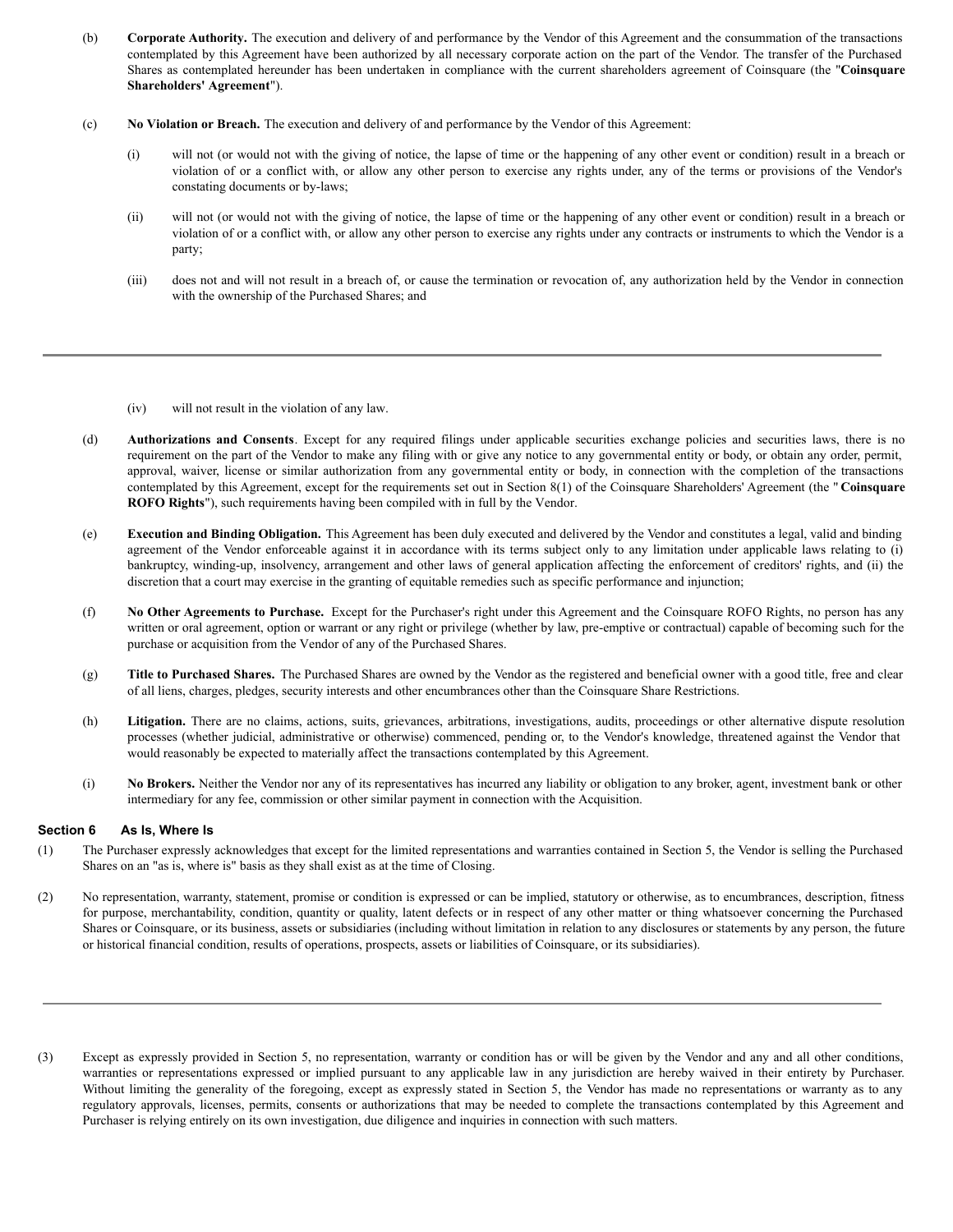(b) **Corporate Authority.** The execution and delivery of and performance by the Vendor of this Agreement and the consummation of the transactions contemplated by this Agreement have been authorized by all necessary corporate action on the part of the Vendor. The transfer of the Purchased Shares as contemplated hereunder has been undertaken in compliance with the current shareholders agreement of Coinsquare (the "**Coinsquare Shareholders' Agreement**").

(c) **No Violation or Breach.** The execution and delivery of and performance by the Vendor of this Agreement:

(i) will not (or would not with the giving of notice, the lapse of time or the happening of any other event or condition) result in a breach or violation of or a conflict with, or allow any other person to exercise any rights under, any of the terms or provisions of the Vendor's constating documents or by-laws;

(ii) will not (or would not with the giving of notice, the lapse of time or the happening of any other event or condition) result in a breach or violation of or a conflict with, or allow any other person to exercise any rights under any contracts or instruments to which the Vendor is a party;

(iii) does not and will not result in a breach of, or cause the termination or revocation of, any authorization held by the Vendor in connection with the ownership of the Purchased Shares; and

(iv) will not result in the violation of any law.

(d) **Authorizations and Consents**. Except for any required filings under applicable securities exchange policies and securities laws, there is no requirement on the part of the Vendor to make any filing with or give any notice to any governmental entity or body, or obtain any order, permit, approval, waiver, license or similar authorization from any governmental entity or body, in connection with the completion of the transactions contemplated by this Agreement, except for the requirements set out in Section 8(1) of the Coinsquare Shareholders' Agreement (the "**Coinsquare ROFO Rights**"), such requirements having been compiled with in full by the Vendor.

(e) **Execution and Binding Obligation.** This Agreement has been duly executed and delivered by the Vendor and constitutes a legal, valid and binding agreement of the Vendor enforceable against it in accordance with its terms subject only to any limitation under applicable laws relating to (i) bankruptcy, winding-up, insolvency, arrangement and other laws of general application affecting the enforcement of creditors' rights, and (ii) the discretion that a court may exercise in the granting of equitable remedies such as specific performance and injunction;

(f) **No Other Agreements to Purchase.** Except for the Purchaser's right under this Agreement and the Coinsquare ROFO Rights, no person has any written or oral agreement, option or warrant or any right or privilege (whether by law, pre-emptive or contractual) capable of becoming such for the purchase or acquisition from the Vendor of any of the Purchased Shares.

(g) **Title to Purchased Shares.** The Purchased Shares are owned by the Vendor as the registered and beneficial owner with a good title, free and clear of all liens, charges, pledges, security interests and other encumbrances other than the Coinsquare Share Restrictions.

(h) **Litigation.** There are no claims, actions, suits, grievances, arbitrations, investigations, audits, proceedings or other alternative dispute resolution processes (whether judicial, administrative or otherwise) commenced, pending or, to the Vendor's knowledge, threatened against the Vendor that would reasonably be expected to materially affect the transactions contemplated by this Agreement.

(i) **No Brokers.** Neither the Vendor nor any of its representatives has incurred any liability or obligation to any broker, agent, investment bank or other intermediary for any fee, commission or other similar payment in connection with the Acquisition.

### Section 6 As Is, Where Is

(1) The Purchaser expressly acknowledges that except for the limited representations and warranties contained in Section 5, the Vendor is selling the Purchased Shares on an "as is, where is" basis as they shall exist as at the time of Closing.

(2) No representation, warranty, statement, promise or condition is expressed or can be implied, statutory or otherwise, as to encumbrances, description, fitness for purpose, merchantability, condition, quantity or quality, latent defects or in respect of any other matter or thing whatsoever concerning the Purchased Shares or Coinsquare, or its business, assets or subsidiaries (including without limitation in relation to any disclosures or statements by any person, the future or historical financial condition, results of operations, prospects, assets or liabilities of Coinsquare, or its subsidiaries).

(3) Except as expressly provided in Section 5, no representation, warranty or condition has or will be given by the Vendor and any and all other conditions, warranties or representations expressed or implied pursuant to any applicable law in any jurisdiction are hereby waived in their entirety by Purchaser. Without limiting the generality of the foregoing, except as expressly stated in Section 5, the Vendor has made no representations or warranty as to any regulatory approvals, licenses, permits, consents or authorizations that may be needed to complete the transactions contemplated by this Agreement and Purchaser is relying entirely on its own investigation, due diligence and inquiries in connection with such matters.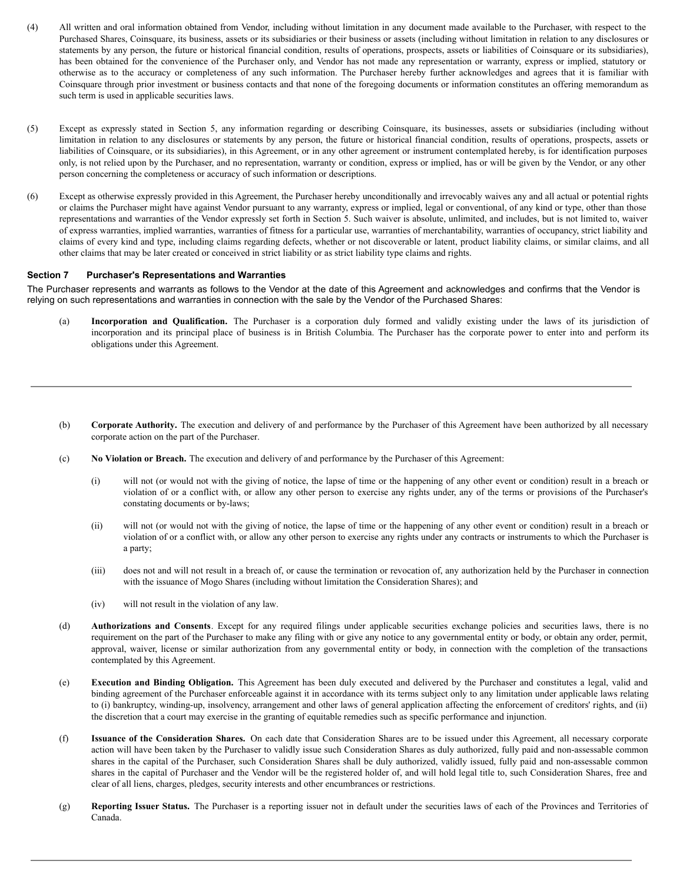(4) All written and oral information obtained from Vendor, including without limitation in any document made available to the Purchaser, with respect to the Purchased Shares, Coinsquare, its business, assets or its subsidiaries or their business or assets (including without limitation in relation to any disclosures or statements by any person, the future or historical financial condition, results of operations, prospects, assets or liabilities of Coinsquare or its subsidiaries), has been obtained for the convenience of the Purchaser only, and Vendor has not made any representation or warranty, express or implied, statutory or otherwise as to the accuracy or completeness of any such information. The Purchaser hereby further acknowledges and agrees that it is familiar with Coinsquare through prior investment or business contacts and that none of the foregoing documents or information constitutes an offering memorandum as such term is used in applicable securities laws.

(5) Except as expressly stated in Section 5, any information regarding or describing Coinsquare, its businesses, assets or subsidiaries (including without limitation in relation to any disclosures or statements by any person, the future or historical financial condition, results of operations, prospects, assets or liabilities of Coinsquare, or its subsidiaries), in this Agreement, or in any other agreement or instrument contemplated hereby, is for identification purposes only, is not relied upon by the Purchaser, and no representation, warranty or condition, express or implied, has or will be given by the Vendor, or any other person concerning the completeness or accuracy of such information or descriptions.

(6) Except as otherwise expressly provided in this Agreement, the Purchaser hereby unconditionally and irrevocably waives any and all actual or potential rights or claims the Purchaser might have against Vendor pursuant to any warranty, express or implied, legal or conventional, of any kind or type, other than those representations and warranties of the Vendor expressly set forth in Section 5. Such waiver is absolute, unlimited, and includes, but is not limited to, waiver of express warranties, implied warranties, warranties of fitness for a particular use, warranties of merchantability, warranties of occupancy, strict liability and claims of every kind and type, including claims regarding defects, whether or not discoverable or latent, product liability claims, or similar claims, and all other claims that may be later created or conceived in strict liability or as strict liability type claims and rights.

### Section 7 Purchaser's Representations and Warranties

The Purchaser represents and warrants as follows to the Vendor at the date of this Agreement and acknowledges and confirms that the Vendor is relying on such representations and warranties in connection with the sale by the Vendor of the Purchased Shares:

(a) **Incorporation and Qualification.** The Purchaser is a corporation duly formed and validly existing under the laws of its jurisdiction of incorporation and its principal place of business is in British Columbia. The Purchaser has the corporate power to enter into and perform its obligations under this Agreement.

(b) **Corporate Authority.** The execution and delivery of and performance by the Purchaser of this Agreement have been authorized by all necessary corporate action on the part of the Purchaser.

(c) **No Violation or Breach.** The execution and delivery of and performance by the Purchaser of this Agreement:

(i) will not (or would not with the giving of notice, the lapse of time or the happening of any other event or condition) result in a breach or violation of or a conflict with, or allow any other person to exercise any rights under, any of the terms or provisions of the Purchaser's constating documents or by-laws;

(ii) will not (or would not with the giving of notice, the lapse of time or the happening of any other event or condition) result in a breach or violation of or a conflict with, or allow any other person to exercise any rights under any contracts or instruments to which the Purchaser is a party;

(iii) does not and will not result in a breach of, or cause the termination or revocation of, any authorization held by the Purchaser in connection with the issuance of Mogo Shares (including without limitation the Consideration Shares); and

(iv) will not result in the violation of any law.

(d) **Authorizations and Consents**. Except for any required filings under applicable securities exchange policies and securities laws, there is no requirement on the part of the Purchaser to make any filing with or give any notice to any governmental entity or body, or obtain any order, permit, approval, waiver, license or similar authorization from any governmental entity or body, in connection with the completion of the transactions contemplated by this Agreement.

(e) **Execution and Binding Obligation.** This Agreement has been duly executed and delivered by the Purchaser and constitutes a legal, valid and binding agreement of the Purchaser enforceable against it in accordance with its terms subject only to any limitation under applicable laws relating to (i) bankruptcy, winding-up, insolvency, arrangement and other laws of general application affecting the enforcement of creditors' rights, and (ii) the discretion that a court may exercise in the granting of equitable remedies such as specific performance and injunction.

(f) **Issuance of the Consideration Shares.** On each date that Consideration Shares are to be issued under this Agreement, all necessary corporate action will have been taken by the Purchaser to validly issue such Consideration Shares as duly authorized, fully paid and non-assessable common shares in the capital of the Purchaser, such Consideration Shares shall be duly authorized, validly issued, fully paid and non-assessable common shares in the capital of Purchaser and the Vendor will be the registered holder of, and will hold legal title to, such Consideration Shares, free and clear of all liens, charges, pledges, security interests and other encumbrances or restrictions.

(g) **Reporting Issuer Status.** The Purchaser is a reporting issuer not in default under the securities laws of each of the Provinces and Territories of Canada.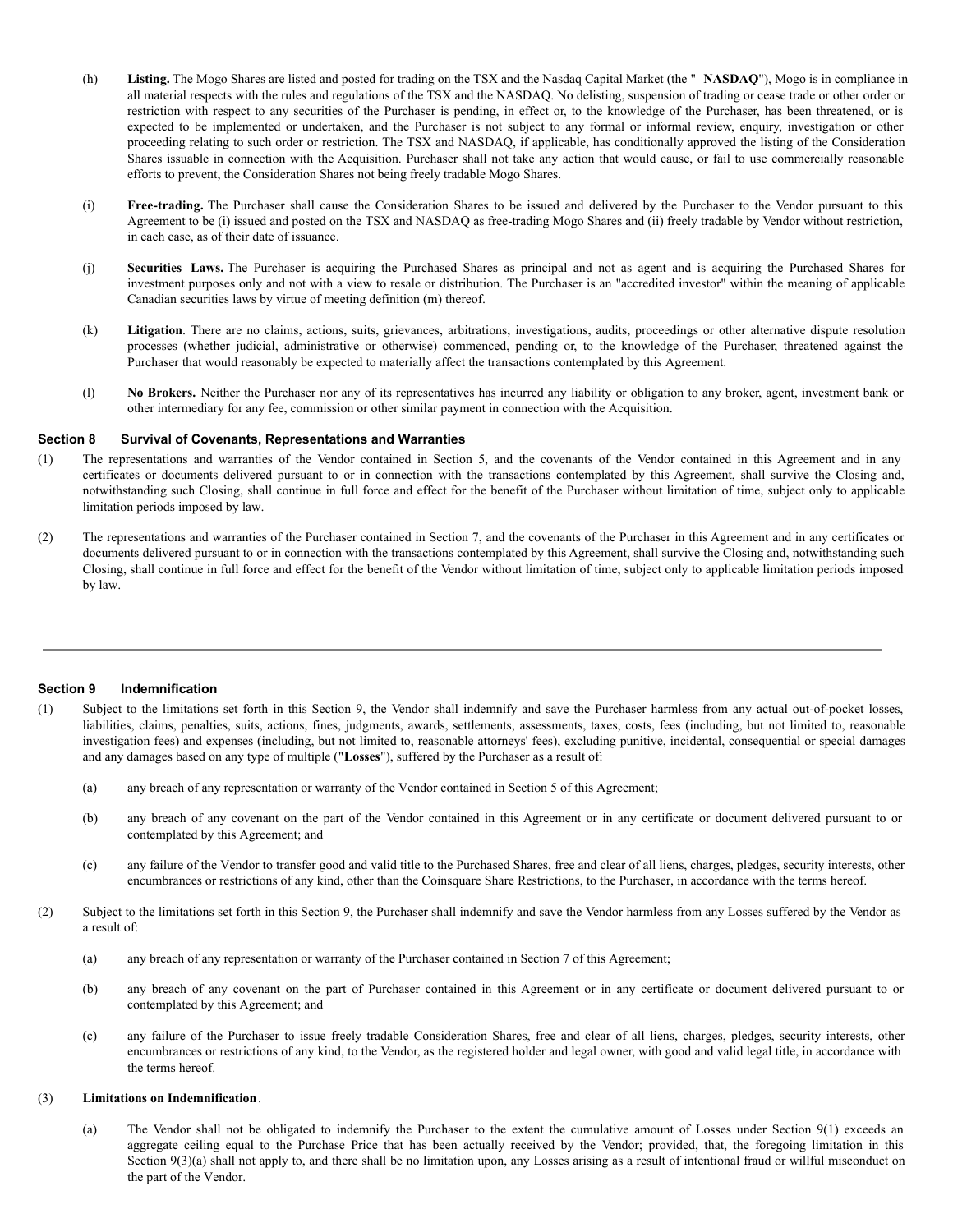(h) **Listing.** The Mogo Shares are listed and posted for trading on the TSX and the Nasdaq Capital Market (the " **NASDAQ**"), Mogo is in compliance in all material respects with the rules and regulations of the TSX and the NASDAQ. No delisting, suspension of trading or cease trade or other order or restriction with respect to any securities of the Purchaser is pending, in effect or, to the knowledge of the Purchaser, has been threatened, or is expected to be implemented or undertaken, and the Purchaser is not subject to any formal or informal review, enquiry, investigation or other proceeding relating to such order or restriction. The TSX and NASDAQ, if applicable, has conditionally approved the listing of the Consideration Shares issuable in connection with the Acquisition. Purchaser shall not take any action that would cause, or fail to use commercially reasonable efforts to prevent, the Consideration Shares not being freely tradable Mogo Shares.

(i) **Free-trading.** The Purchaser shall cause the Consideration Shares to be issued and delivered by the Purchaser to the Vendor pursuant to this Agreement to be (i) issued and posted on the TSX and NASDAQ as free-trading Mogo Shares and (ii) freely tradable by Vendor without restriction, in each case, as of their date of issuance.

(j) **Securities Laws.** The Purchaser is acquiring the Purchased Shares as principal and not as agent and is acquiring the Purchased Shares for investment purposes only and not with a view to resale or distribution. The Purchaser is an "accredited investor" within the meaning of applicable Canadian securities laws by virtue of meeting definition (m) thereof.

(k) **Litigation**. There are no claims, actions, suits, grievances, arbitrations, investigations, audits, proceedings or other alternative dispute resolution processes (whether judicial, administrative or otherwise) commenced, pending or, to the knowledge of the Purchaser, threatened against the Purchaser that would reasonably be expected to materially affect the transactions contemplated by this Agreement.

(l) **No Brokers.** Neither the Purchaser nor any of its representatives has incurred any liability or obligation to any broker, agent, investment bank or other intermediary for any fee, commission or other similar payment in connection with the Acquisition.

**Section 8 Survival of Covenants, Representations and Warranties**

(1) The representations and warranties of the Vendor contained in Section 5, and the covenants of the Vendor contained in this Agreement and in any certificates or documents delivered pursuant to or in connection with the transactions contemplated by this Agreement, shall survive the Closing and, notwithstanding such Closing, shall continue in full force and effect for the benefit of the Purchaser without limitation of time, subject only to applicable limitation periods imposed by law.

(2) The representations and warranties of the Purchaser contained in Section 7, and the covenants of the Purchaser in this Agreement and in any certificates or documents delivered pursuant to or in connection with the transactions contemplated by this Agreement, shall survive the Closing and, notwithstanding such Closing, shall continue in full force and effect for the benefit of the Vendor without limitation of time, subject only to applicable limitation periods imposed by law.

**Section 9 Indemnification**

(1) Subject to the limitations set forth in this Section 9, the Vendor shall indemnify and save the Purchaser harmless from any actual out-of-pocket losses, liabilities, claims, penalties, suits, actions, fines, judgments, awards, settlements, assessments, taxes, costs, fees (including, but not limited to, reasonable investigation fees) and expenses (including, but not limited to, reasonable attorneys' fees), excluding punitive, incidental, consequential or special damages and any damages based on any type of multiple ("**Losses**"), suffered by the Purchaser as a result of:

(a) any breach of any representation or warranty of the Vendor contained in Section 5 of this Agreement;

(b) any breach of any covenant on the part of the Vendor contained in this Agreement or in any certificate or document delivered pursuant to or contemplated by this Agreement; and

(c) any failure of the Vendor to transfer good and valid title to the Purchased Shares, free and clear of all liens, charges, pledges, security interests, other encumbrances or restrictions of any kind, other than the Coinsquare Share Restrictions, to the Purchaser, in accordance with the terms hereof.

(2) Subject to the limitations set forth in this Section 9, the Purchaser shall indemnify and save the Vendor harmless from any Losses suffered by the Vendor as a result of:

(a) any breach of any representation or warranty of the Purchaser contained in Section 7 of this Agreement;

(b) any breach of any covenant on the part of Purchaser contained in this Agreement or in any certificate or document delivered pursuant to or contemplated by this Agreement; and

(c) any failure of the Purchaser to issue freely tradable Consideration Shares, free and clear of all liens, charges, pledges, security interests, other encumbrances or restrictions of any kind, to the Vendor, as the registered holder and legal owner, with good and valid legal title, in accordance with the terms hereof.

(3) **Limitations on Indemnification**.

(a) The Vendor shall not be obligated to indemnify the Purchaser to the extent the cumulative amount of Losses under Section 9(1) exceeds an aggregate ceiling equal to the Purchase Price that has been actually received by the Vendor; provided, that, the foregoing limitation in this Section 9(3)(a) shall not apply to, and there shall be no limitation upon, any Losses arising as a result of intentional fraud or willful misconduct on the part of the Vendor.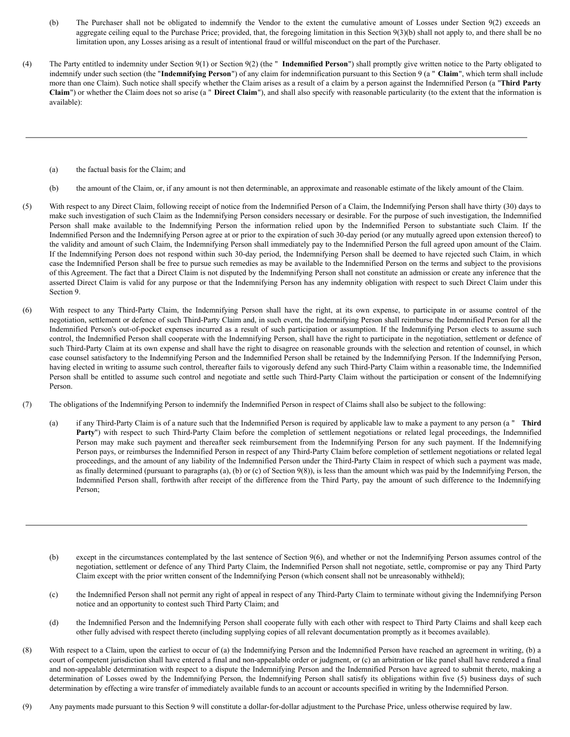(b) The Purchaser shall not be obligated to indemnify the Vendor to the extent the cumulative amount of Losses under Section 9(2) exceeds an aggregate ceiling equal to the Purchase Price; provided, that, the foregoing limitation in this Section 9(3)(b) shall not apply to, and there shall be no limitation upon, any Losses arising as a result of intentional fraud or willful misconduct on the part of the Purchaser.

(4) The Party entitled to indemnity under Section 9(1) or Section 9(2) (the " **Indemnified Person**") shall promptly give written notice to the Party obligated to indemnify under such section (the "**Indemnifying Person**") of any claim for indemnification pursuant to this Section 9 (a " **Claim**", which term shall include more than one Claim). Such notice shall specify whether the Claim arises as a result of a claim by a person against the Indemnified Person (a "**Third Party Claim**") or whether the Claim does not so arise (a " **Direct Claim**"), and shall also specify with reasonable particularity (to the extent that the information is available):

(a) the factual basis for the Claim; and

(b) the amount of the Claim, or, if any amount is not then determinable, an approximate and reasonable estimate of the likely amount of the Claim.

(5) With respect to any Direct Claim, following receipt of notice from the Indemnified Person of a Claim, the Indemnifying Person shall have thirty (30) days to make such investigation of such Claim as the Indemnifying Person considers necessary or desirable. For the purpose of such investigation, the Indemnified Person shall make available to the Indemnifying Person the information relied upon by the Indemnified Person to substantiate such Claim. If the Indemnified Person and the Indemnifying Person agree at or prior to the expiration of such 30-day period (or any mutually agreed upon extension thereof) to the validity and amount of such Claim, the Indemnifying Person shall immediately pay to the Indemnified Person the full agreed upon amount of the Claim. If the Indemnifying Person does not respond within such 30-day period, the Indemnifying Person shall be deemed to have rejected such Claim, in which case the Indemnified Person shall be free to pursue such remedies as may be available to the Indemnified Person on the terms and subject to the provisions of this Agreement. The fact that a Direct Claim is not disputed by the Indemnifying Person shall not constitute an admission or create any inference that the asserted Direct Claim is valid for any purpose or that the Indemnifying Person has any indemnity obligation with respect to such Direct Claim under this Section 9.

(6) With respect to any Third-Party Claim, the Indemnifying Person shall have the right, at its own expense, to participate in or assume control of the negotiation, settlement or defence of such Third-Party Claim and, in such event, the Indemnifying Person shall reimburse the Indemnified Person for all the Indemnified Person's out-of-pocket expenses incurred as a result of such participation or assumption. If the Indemnifying Person elects to assume such control, the Indemnified Person shall cooperate with the Indemnifying Person, shall have the right to participate in the negotiation, settlement or defence of such Third-Party Claim at its own expense and shall have the right to disagree on reasonable grounds with the selection and retention of counsel, in which case counsel satisfactory to the Indemnifying Person and the Indemnified Person shall be retained by the Indemnifying Person. If the Indemnifying Person, having elected in writing to assume such control, thereafter fails to vigorously defend any such Third-Party Claim within a reasonable time, the Indemnified Person shall be entitled to assume such control and negotiate and settle such Third-Party Claim without the participation or consent of the Indemnifying Person.

(7) The obligations of the Indemnifying Person to indemnify the Indemnified Person in respect of Claims shall also be subject to the following:

(a) if any Third-Party Claim is of a nature such that the Indemnified Person is required by applicable law to make a payment to any person (a " **Third Party**") with respect to such Third-Party Claim before the completion of settlement negotiations or related legal proceedings, the Indemnified Person may make such payment and thereafter seek reimbursement from the Indemnifying Person for any such payment. If the Indemnifying Person pays, or reimburses the Indemnified Person in respect of any Third-Party Claim before completion of settlement negotiations or related legal proceedings, and the amount of any liability of the Indemnified Person under the Third-Party Claim in respect of which such a payment was made, as finally determined (pursuant to paragraphs (a), (b) or (c) of Section 9(8)), is less than the amount which was paid by the Indemnifying Person, the Indemnified Person shall, forthwith after receipt of the difference from the Third Party, pay the amount of such difference to the Indemnifying Person;

(b) except in the circumstances contemplated by the last sentence of Section 9(6), and whether or not the Indemnifying Person assumes control of the negotiation, settlement or defence of any Third Party Claim, the Indemnified Person shall not negotiate, settle, compromise or pay any Third Party Claim except with the prior written consent of the Indemnifying Person (which consent shall not be unreasonably withheld);

(c) the Indemnified Person shall not permit any right of appeal in respect of any Third-Party Claim to terminate without giving the Indemnifying Person notice and an opportunity to contest such Third Party Claim; and

(d) the Indemnified Person and the Indemnifying Person shall cooperate fully with each other with respect to Third Party Claims and shall keep each other fully advised with respect thereto (including supplying copies of all relevant documentation promptly as it becomes available).

(8) With respect to a Claim, upon the earliest to occur of (a) the Indemnifying Person and the Indemnified Person have reached an agreement in writing, (b) a court of competent jurisdiction shall have entered a final and non-appealable order or judgment, or (c) an arbitration or like panel shall have rendered a final and non-appealable determination with respect to a dispute the Indemnifying Person and the Indemnified Person have agreed to submit thereto, making a determination of Losses owed by the Indemnifying Person, the Indemnifying Person shall satisfy its obligations within five (5) business days of such determination by effecting a wire transfer of immediately available funds to an account or accounts specified in writing by the Indemnified Person.

(9) Any payments made pursuant to this Section 9 will constitute a dollar-for-dollar adjustment to the Purchase Price, unless otherwise required by law.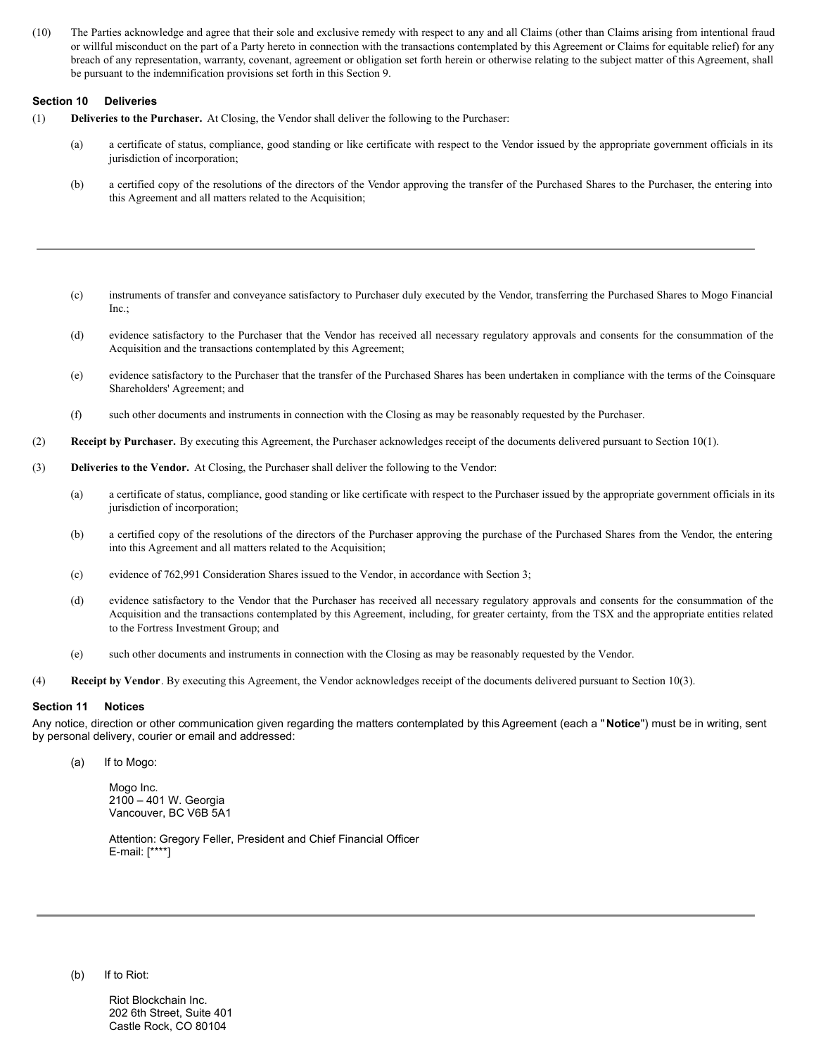(10) The Parties acknowledge and agree that their sole and exclusive remedy with respect to any and all Claims (other than Claims arising from intentional fraud or willful misconduct on the part of a Party hereto in connection with the transactions contemplated by this Agreement or Claims for equitable relief) for any breach of any representation, warranty, covenant, agreement or obligation set forth herein or otherwise relating to the subject matter of this Agreement, shall be pursuant to the indemnification provisions set forth in this Section 9.

### Section 10 Deliveries

(1) **Deliveries to the Purchaser.** At Closing, the Vendor shall deliver the following to the Purchaser:

(a) a certificate of status, compliance, good standing or like certificate with respect to the Vendor issued by the appropriate government officials in its jurisdiction of incorporation;

(b) a certified copy of the resolutions of the directors of the Vendor approving the transfer of the Purchased Shares to the Purchaser, the entering into this Agreement and all matters related to the Acquisition;

(c) instruments of transfer and conveyance satisfactory to Purchaser duly executed by the Vendor, transferring the Purchased Shares to Mogo Financial Inc.;

(d) evidence satisfactory to the Purchaser that the Vendor has received all necessary regulatory approvals and consents for the consummation of the Acquisition and the transactions contemplated by this Agreement;

(e) evidence satisfactory to the Purchaser that the transfer of the Purchased Shares has been undertaken in compliance with the terms of the Coinsquare Shareholders' Agreement; and

(f) such other documents and instruments in connection with the Closing as may be reasonably requested by the Purchaser.

(2) **Receipt by Purchaser.** By executing this Agreement, the Purchaser acknowledges receipt of the documents delivered pursuant to Section 10(1).

(3) **Deliveries to the Vendor.** At Closing, the Purchaser shall deliver the following to the Vendor:

(a) a certificate of status, compliance, good standing or like certificate with respect to the Purchaser issued by the appropriate government officials in its jurisdiction of incorporation;

(b) a certified copy of the resolutions of the directors of the Purchaser approving the purchase of the Purchased Shares from the Vendor, the entering into this Agreement and all matters related to the Acquisition;

(c) evidence of 762,991 Consideration Shares issued to the Vendor, in accordance with Section 3;

(d) evidence satisfactory to the Vendor that the Purchaser has received all necessary regulatory approvals and consents for the consummation of the Acquisition and the transactions contemplated by this Agreement, including, for greater certainty, from the TSX and the appropriate entities related to the Fortress Investment Group; and

(e) such other documents and instruments in connection with the Closing as may be reasonably requested by the Vendor.

(4) **Receipt by Vendor**. By executing this Agreement, the Vendor acknowledges receipt of the documents delivered pursuant to Section 10(3).

### Section 11 Notices

Any notice, direction or other communication given regarding the matters contemplated by this Agreement (each a "**Notice**") must be in writing, sent by personal delivery, courier or email and addressed:

(a) If to Mogo:

Mogo Inc.
2100 – 401 W. Georgia
Vancouver, BC V6B 5A1

Attention: Gregory Feller, President and Chief Financial Officer
E-mail: [****]

(b) If to Riot:

Riot Blockchain Inc.
202 6th Street, Suite 401
Castle Rock, CO 80104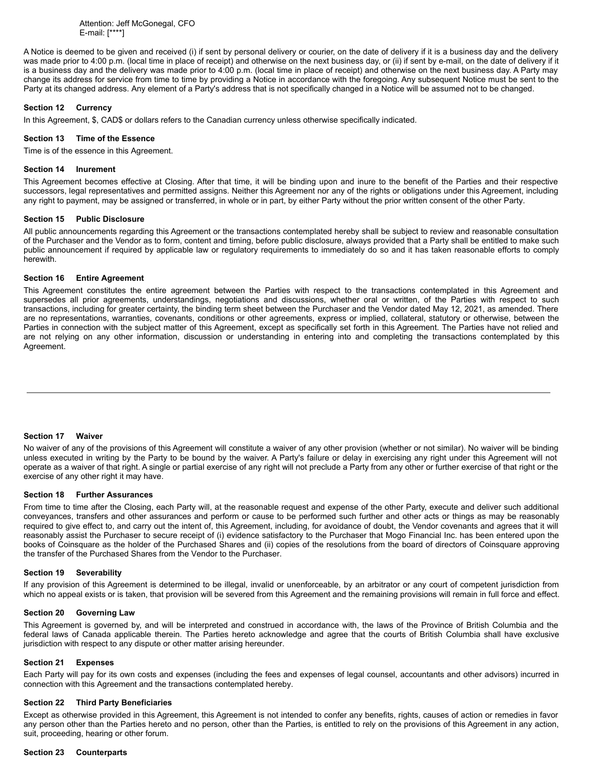Attention: Jeff McGonegal, CFO
E-mail: [****]

A Notice is deemed to be given and received (i) if sent by personal delivery or courier, on the date of delivery if it is a business day and the delivery was made prior to 4:00 p.m. (local time in place of receipt) and otherwise on the next business day, or (ii) if sent by e-mail, on the date of delivery if it is a business day and the delivery was made prior to 4:00 p.m. (local time in place of receipt) and otherwise on the next business day. A Party may change its address for service from time to time by providing a Notice in accordance with the foregoing. Any subsequent Notice must be sent to the Party at its changed address. Any element of a Party's address that is not specifically changed in a Notice will be assumed not to be changed.

**Section 12 Currency**

In this Agreement, $, CAD$ or dollars refers to the Canadian currency unless otherwise specifically indicated.

**Section 13 Time of the Essence**

Time is of the essence in this Agreement.

**Section 14 Inurement**

This Agreement becomes effective at Closing. After that time, it will be binding upon and inure to the benefit of the Parties and their respective successors, legal representatives and permitted assigns. Neither this Agreement nor any of the rights or obligations under this Agreement, including any right to payment, may be assigned or transferred, in whole or in part, by either Party without the prior written consent of the other Party.

**Section 15 Public Disclosure**

All public announcements regarding this Agreement or the transactions contemplated hereby shall be subject to review and reasonable consultation of the Purchaser and the Vendor as to form, content and timing, before public disclosure, always provided that a Party shall be entitled to make such public announcement if required by applicable law or regulatory requirements to immediately do so and it has taken reasonable efforts to comply herewith.

**Section 16 Entire Agreement**

This Agreement constitutes the entire agreement between the Parties with respect to the transactions contemplated in this Agreement and supersedes all prior agreements, understandings, negotiations and discussions, whether oral or written, of the Parties with respect to such transactions, including for greater certainty, the binding term sheet between the Purchaser and the Vendor dated May 12, 2021, as amended. There are no representations, warranties, covenants, conditions or other agreements, express or implied, collateral, statutory or otherwise, between the Parties in connection with the subject matter of this Agreement, except as specifically set forth in this Agreement. The Parties have not relied and are not relying on any other information, discussion or understanding in entering into and completing the transactions contemplated by this Agreement.

---

**Section 17 Waiver**

No waiver of any of the provisions of this Agreement will constitute a waiver of any other provision (whether or not similar). No waiver will be binding unless executed in writing by the Party to be bound by the waiver. A Party's failure or delay in exercising any right under this Agreement will not operate as a waiver of that right. A single or partial exercise of any right will not preclude a Party from any other or further exercise of that right or the exercise of any other right it may have.

**Section 18 Further Assurances**

From time to time after the Closing, each Party will, at the reasonable request and expense of the other Party, execute and deliver such additional conveyances, transfers and other assurances and perform or cause to be performed such further and other acts or things as may be reasonably required to give effect to, and carry out the intent of, this Agreement, including, for avoidance of doubt, the Vendor covenants and agrees that it will reasonably assist the Purchaser to secure receipt of (i) evidence satisfactory to the Purchaser that Mogo Financial Inc. has been entered upon the books of Coinsquare as the holder of the Purchased Shares and (ii) copies of the resolutions from the board of directors of Coinsquare approving the transfer of the Purchased Shares from the Vendor to the Purchaser.

**Section 19 Severability**

If any provision of this Agreement is determined to be illegal, invalid or unenforceable, by an arbitrator or any court of competent jurisdiction from which no appeal exists or is taken, that provision will be severed from this Agreement and the remaining provisions will remain in full force and effect.

**Section 20 Governing Law**

This Agreement is governed by, and will be interpreted and construed in accordance with, the laws of the Province of British Columbia and the federal laws of Canada applicable therein. The Parties hereto acknowledge and agree that the courts of British Columbia shall have exclusive jurisdiction with respect to any dispute or other matter arising hereunder.

**Section 21 Expenses**

Each Party will pay for its own costs and expenses (including the fees and expenses of legal counsel, accountants and other advisors) incurred in connection with this Agreement and the transactions contemplated hereby.

**Section 22 Third Party Beneficiaries**

Except as otherwise provided in this Agreement, this Agreement is not intended to confer any benefits, rights, causes of action or remedies in favor any person other than the Parties hereto and no person, other than the Parties, is entitled to rely on the provisions of this Agreement in any action, suit, proceeding, hearing or other forum.

**Section 23 Counterparts**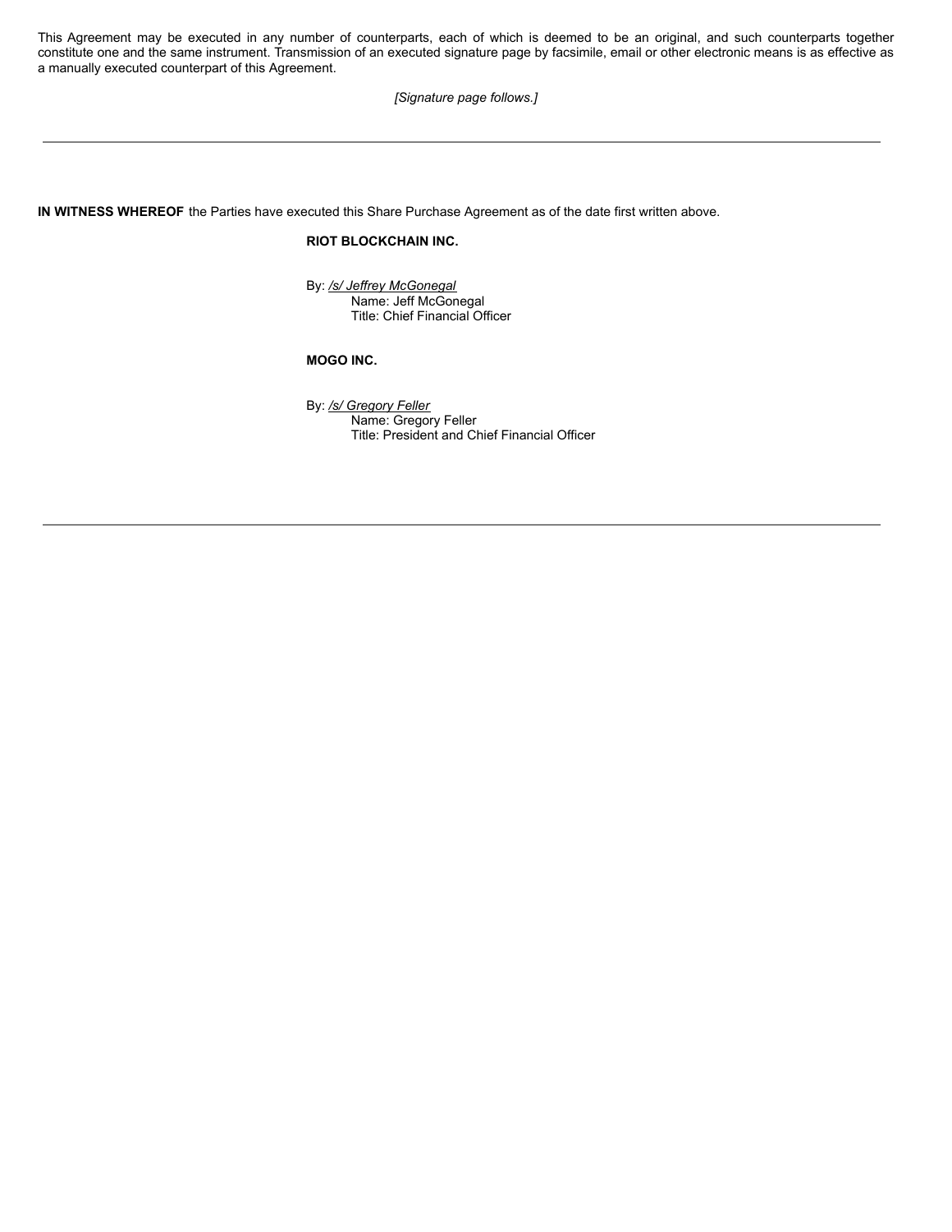This Agreement may be executed in any number of counterparts, each of which is deemed to be an original, and such counterparts together constitute one and the same instrument. Transmission of an executed signature page by facsimile, email or other electronic means is as effective as a manually executed counterpart of this Agreement.

*[Signature page follows.]*

---

**IN WITNESS WHEREOF** the Parties have executed this Share Purchase Agreement as of the date first written above.

**RIOT BLOCKCHAIN INC.**

By: */s/ Jeffrey McGonegal*
Name: Jeff McGonegal
Title: Chief Financial Officer

**MOGO INC.**

By: */s/ Gregory Feller*
Name: Gregory Feller
Title: President and Chief Financial Officer